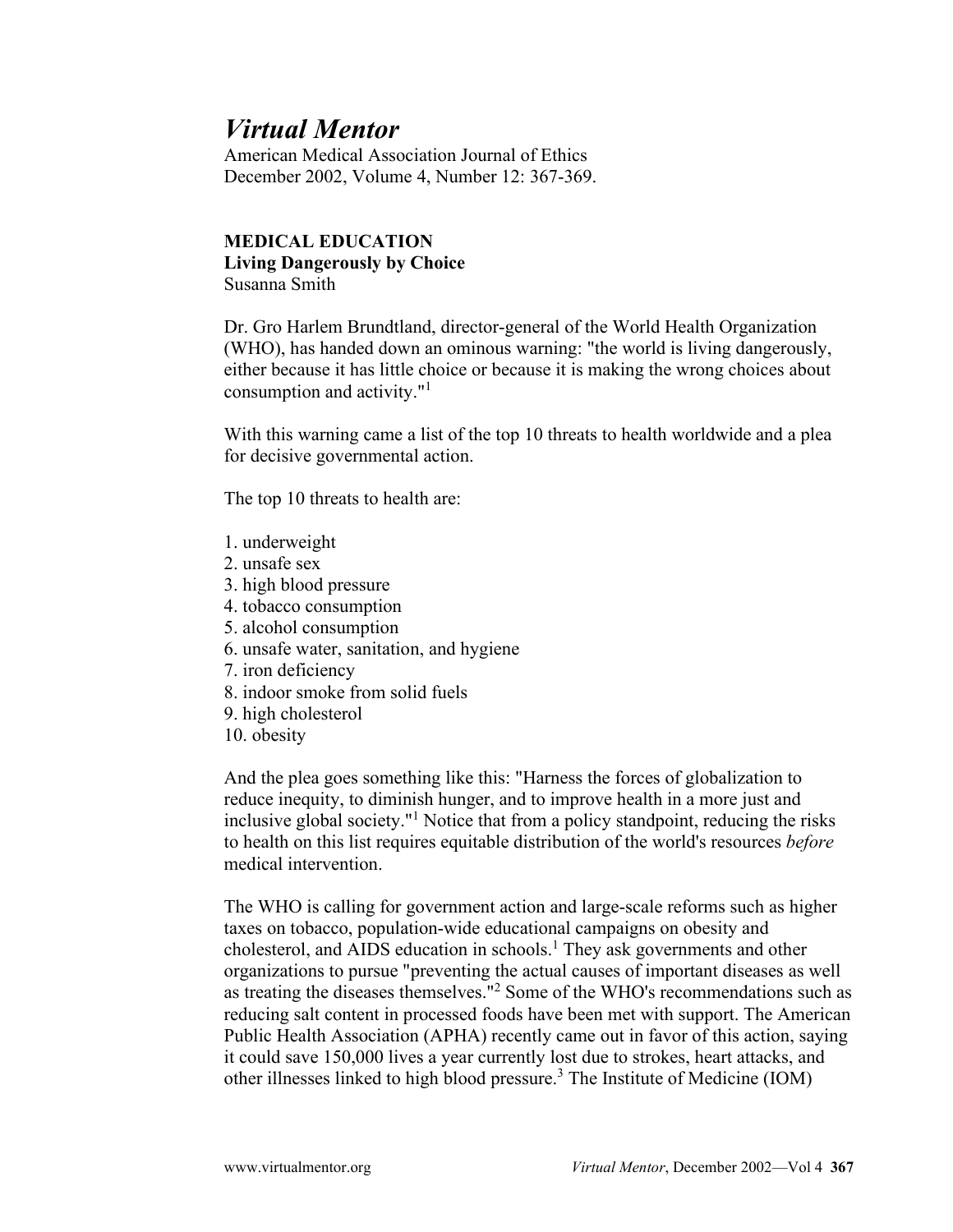# *Virtual Mentor*

American Medical Association Journal of Ethics
December 2002, Volume 4, Number 12: 367-369.

**MEDICAL EDUCATION**
**Living Dangerously by Choice**
Susanna Smith

Dr. Gro Harlem Brundtland, director-general of the World Health Organization (WHO), has handed down an ominous warning: "the world is living dangerously, either because it has little choice or because it is making the wrong choices about consumption and activity."[1]

With this warning came a list of the top 10 threats to health worldwide and a plea for decisive governmental action.

The top 10 threats to health are:

1. underweight
2. unsafe sex
3. high blood pressure
4. tobacco consumption
5. alcohol consumption
6. unsafe water, sanitation, and hygiene
7. iron deficiency
8. indoor smoke from solid fuels
9. high cholesterol
10. obesity

And the plea goes something like this: "Harness the forces of globalization to reduce inequity, to diminish hunger, and to improve health in a more just and inclusive global society."[1] Notice that from a policy standpoint, reducing the risks to health on this list requires equitable distribution of the world's resources *before* medical intervention.

The WHO is calling for government action and large-scale reforms such as higher taxes on tobacco, population-wide educational campaigns on obesity and cholesterol, and AIDS education in schools.[1] They ask governments and other organizations to pursue "preventing the actual causes of important diseases as well as treating the diseases themselves."[2] Some of the WHO's recommendations such as reducing salt content in processed foods have been met with support. The American Public Health Association (APHA) recently came out in favor of this action, saying it could save 150,000 lives a year currently lost due to strokes, heart attacks, and other illnesses linked to high blood pressure.[3] The Institute of Medicine (IOM)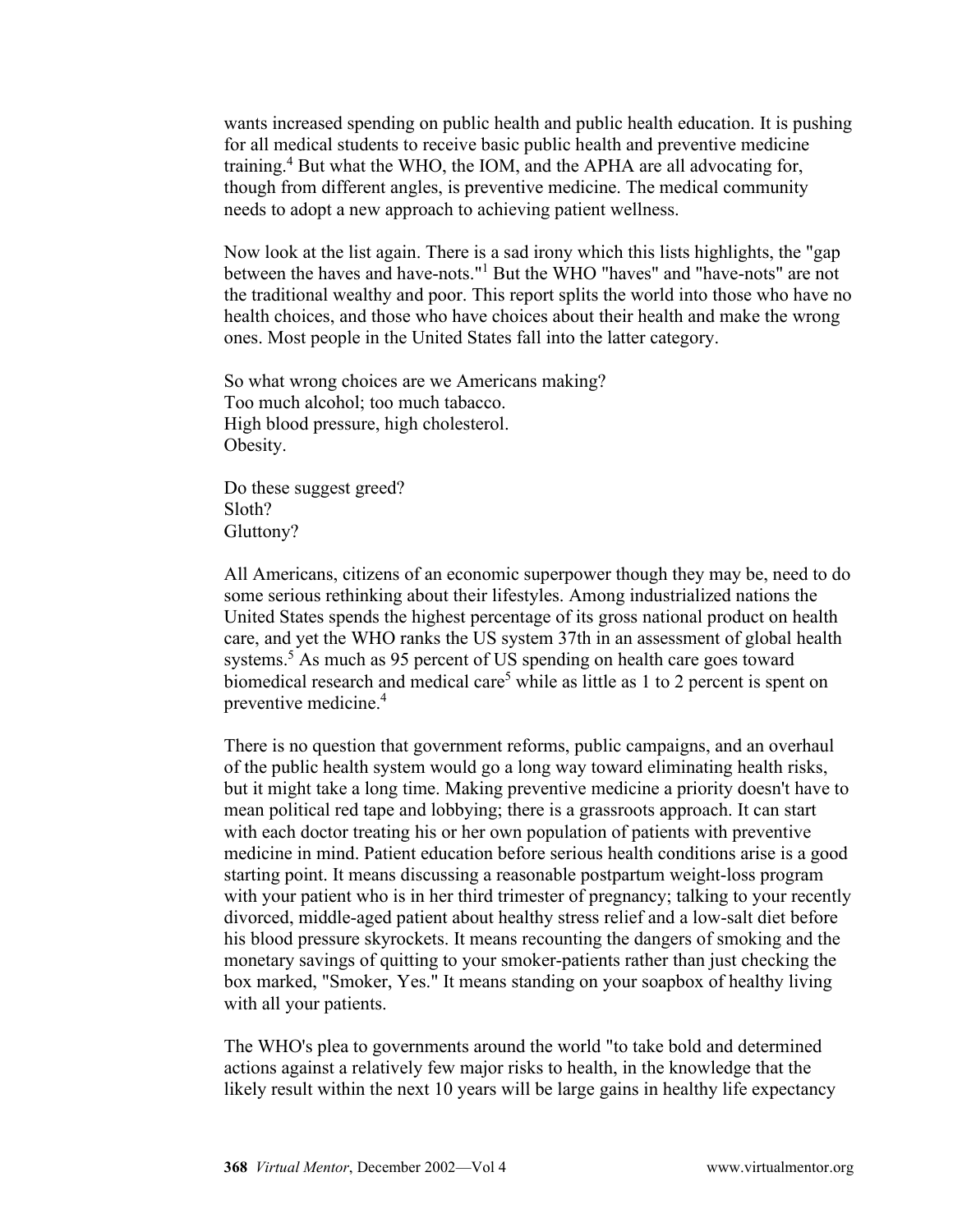wants increased spending on public health and public health education. It is pushing for all medical students to receive basic public health and preventive medicine training.[4] But what the WHO, the IOM, and the APHA are all advocating for, though from different angles, is preventive medicine. The medical community needs to adopt a new approach to achieving patient wellness.

Now look at the list again. There is a sad irony which this lists highlights, the "gap between the haves and have-nots."[1] But the WHO "haves" and "have-nots" are not the traditional wealthy and poor. This report splits the world into those who have no health choices, and those who have choices about their health and make the wrong ones. Most people in the United States fall into the latter category.

So what wrong choices are we Americans making?
Too much alcohol; too much tabacco.
High blood pressure, high cholesterol.
Obesity.

Do these suggest greed?
Sloth?
Gluttony?

All Americans, citizens of an economic superpower though they may be, need to do some serious rethinking about their lifestyles. Among industrialized nations the United States spends the highest percentage of its gross national product on health care, and yet the WHO ranks the US system 37th in an assessment of global health systems.[5] As much as 95 percent of US spending on health care goes toward biomedical research and medical care[5] while as little as 1 to 2 percent is spent on preventive medicine.[4]

There is no question that government reforms, public campaigns, and an overhaul of the public health system would go a long way toward eliminating health risks, but it might take a long time. Making preventive medicine a priority doesn't have to mean political red tape and lobbying; there is a grassroots approach. It can start with each doctor treating his or her own population of patients with preventive medicine in mind. Patient education before serious health conditions arise is a good starting point. It means discussing a reasonable postpartum weight-loss program with your patient who is in her third trimester of pregnancy; talking to your recently divorced, middle-aged patient about healthy stress relief and a low-salt diet before his blood pressure skyrockets. It means recounting the dangers of smoking and the monetary savings of quitting to your smoker-patients rather than just checking the box marked, "Smoker, Yes." It means standing on your soapbox of healthy living with all your patients.

The WHO's plea to governments around the world "to take bold and determined actions against a relatively few major risks to health, in the knowledge that the likely result within the next 10 years will be large gains in healthy life expectancy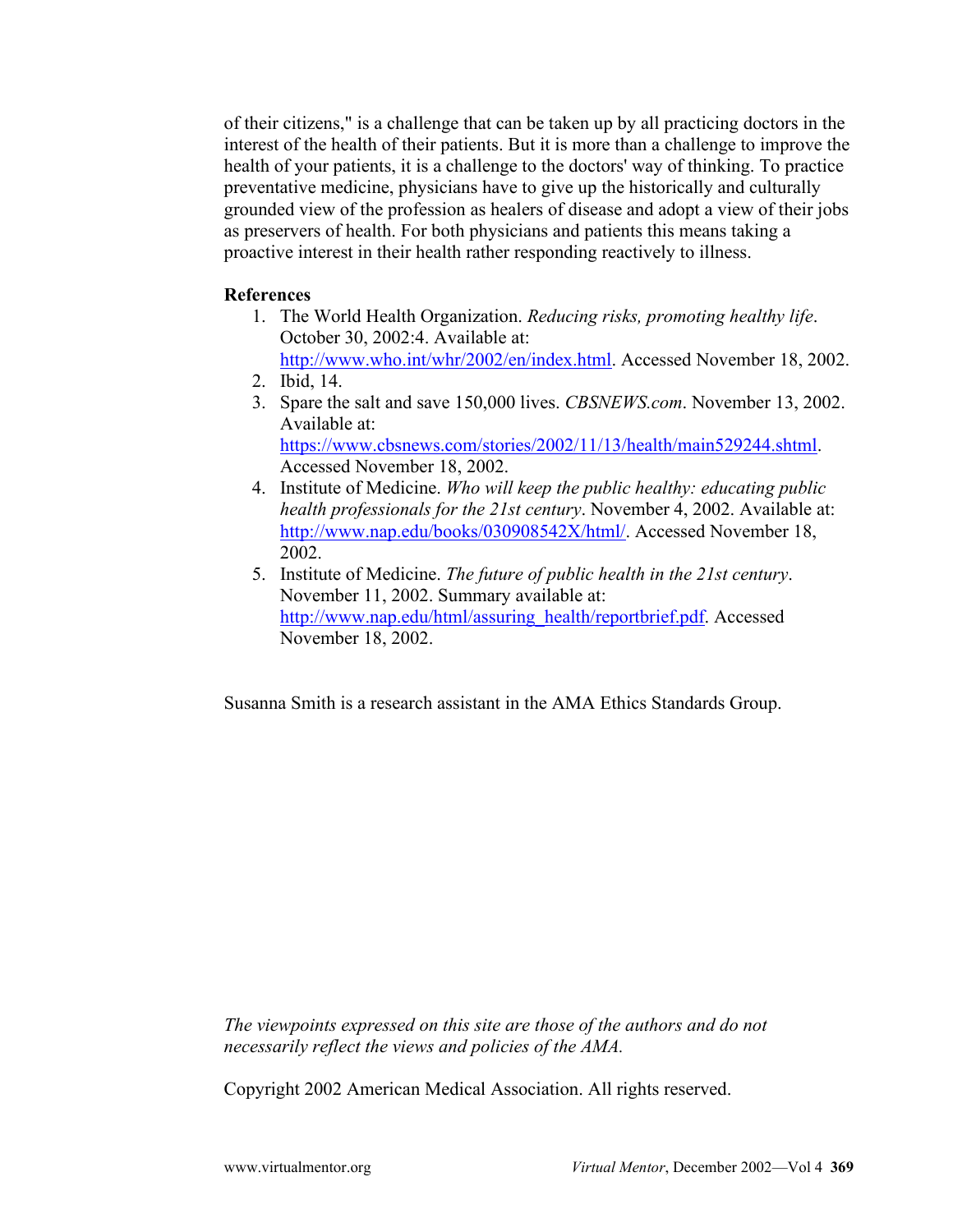of their citizens," is a challenge that can be taken up by all practicing doctors in the interest of the health of their patients. But it is more than a challenge to improve the health of your patients, it is a challenge to the doctors' way of thinking. To practice preventative medicine, physicians have to give up the historically and culturally grounded view of the profession as healers of disease and adopt a view of their jobs as preservers of health. For both physicians and patients this means taking a proactive interest in their health rather responding reactively to illness.

**References**

1. The World Health Organization. *Reducing risks, promoting healthy life*. October 30, 2002:4. Available at: http://www.who.int/whr/2002/en/index.html. Accessed November 18, 2002.
2. Ibid, 14.
3. Spare the salt and save 150,000 lives. *CBSNEWS.com*. November 13, 2002. Available at: https://www.cbsnews.com/stories/2002/11/13/health/main529244.shtml. Accessed November 18, 2002.
4. Institute of Medicine. *Who will keep the public healthy: educating public health professionals for the 21st century*. November 4, 2002. Available at: http://www.nap.edu/books/030908542X/html/. Accessed November 18, 2002.
5. Institute of Medicine. *The future of public health in the 21st century*. November 11, 2002. Summary available at: http://www.nap.edu/html/assuring_health/reportbrief.pdf. Accessed November 18, 2002.

Susanna Smith is a research assistant in the AMA Ethics Standards Group.

*The viewpoints expressed on this site are those of the authors and do not necessarily reflect the views and policies of the AMA.*

Copyright 2002 American Medical Association. All rights reserved.